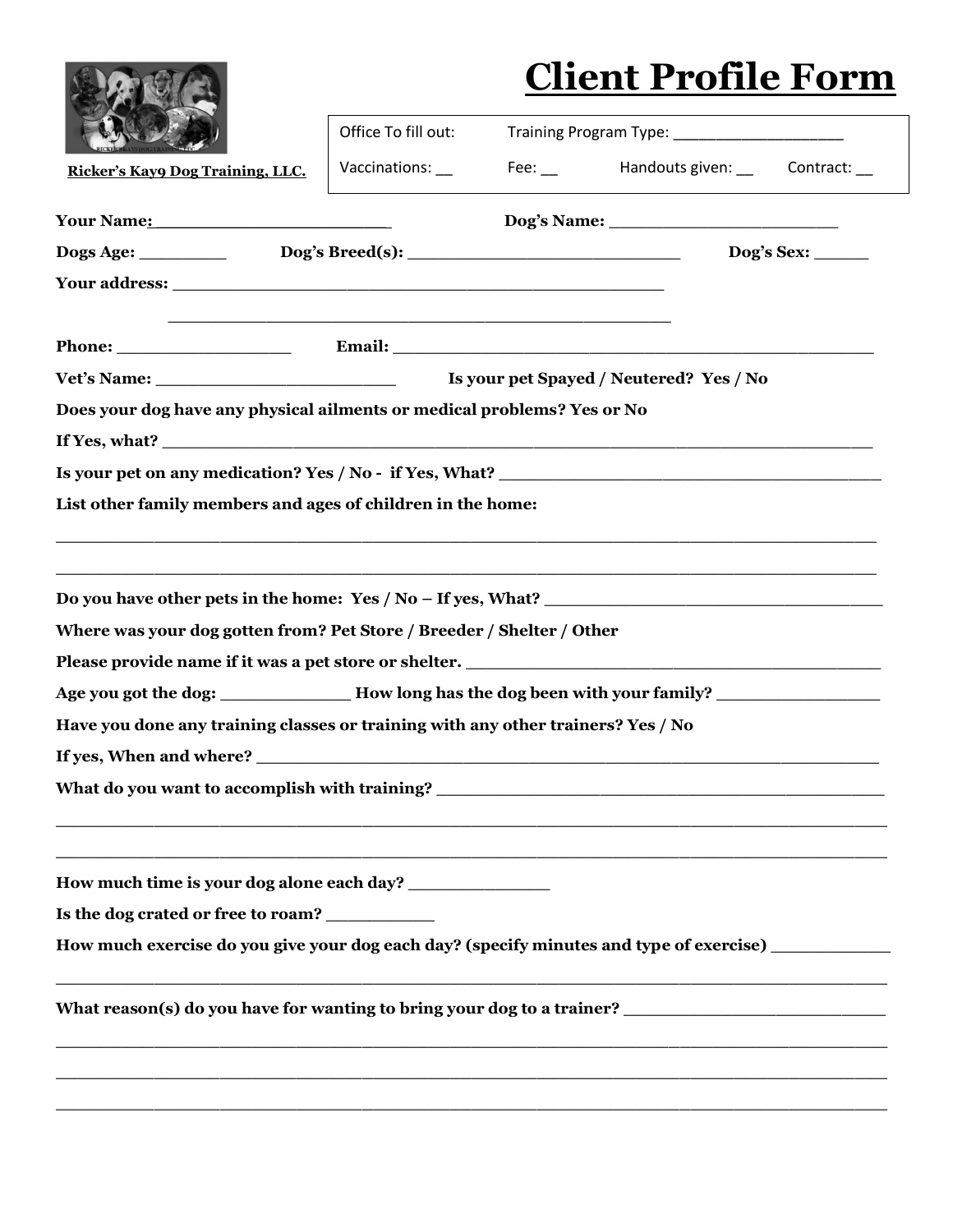# Client Profile Form

**Ricker's Kay9 Dog Training, LLC.**

| | | | |
|---|---|---|---|
| Office To fill out: | Training Program Type: ___________________ | | |
| Vaccinations: __ | Fee: __ | Handouts given: __ | Contract: __ |

**Your Name:** ______________________ **Dog's Name:** ______________________

**Dogs Age:** _________ **Dog's Breed(s):** ___________________________ **Dog's Sex:** _____

**Your address:** ________________________________________________

________________________________________________

**Phone:** _________________ **Email:** _______________________________________________

**Vet's Name:** ______________________ **Is your pet Spayed / Neutered? Yes / No**

**Does your dog have any physical ailments or medical problems? Yes or No**

**If Yes, what?** ______________________________________________________________

**Is your pet on any medication? Yes / No - if Yes, What?** ________________________________

**List other family members and ages of children in the home:**

______________________________________________________________________________

______________________________________________________________________________

**Do you have other pets in the home: Yes / No – If yes, What?** _____________________________

**Where was your dog gotten from? Pet Store / Breeder / Shelter / Other**

**Please provide name if it was a pet store or shelter.** ____________________________________

**Age you got the dog:** ____________ **How long has the dog been with your family?** _______________

**Have you done any training classes or training with any other trainers? Yes / No**

**If yes, When and where?** _____________________________________________________________

**What do you want to accomplish with training?** _________________________________________

______________________________________________________________________________

______________________________________________________________________________

**How much time is your dog alone each day?** _____________

**Is the dog crated or free to roam?** __________

**How much exercise do you give your dog each day? (specify minutes and type of exercise)** ___________

______________________________________________________________________________

**What reason(s) do you have for wanting to bring your dog to a trainer?** ________________________

______________________________________________________________________________

______________________________________________________________________________

______________________________________________________________________________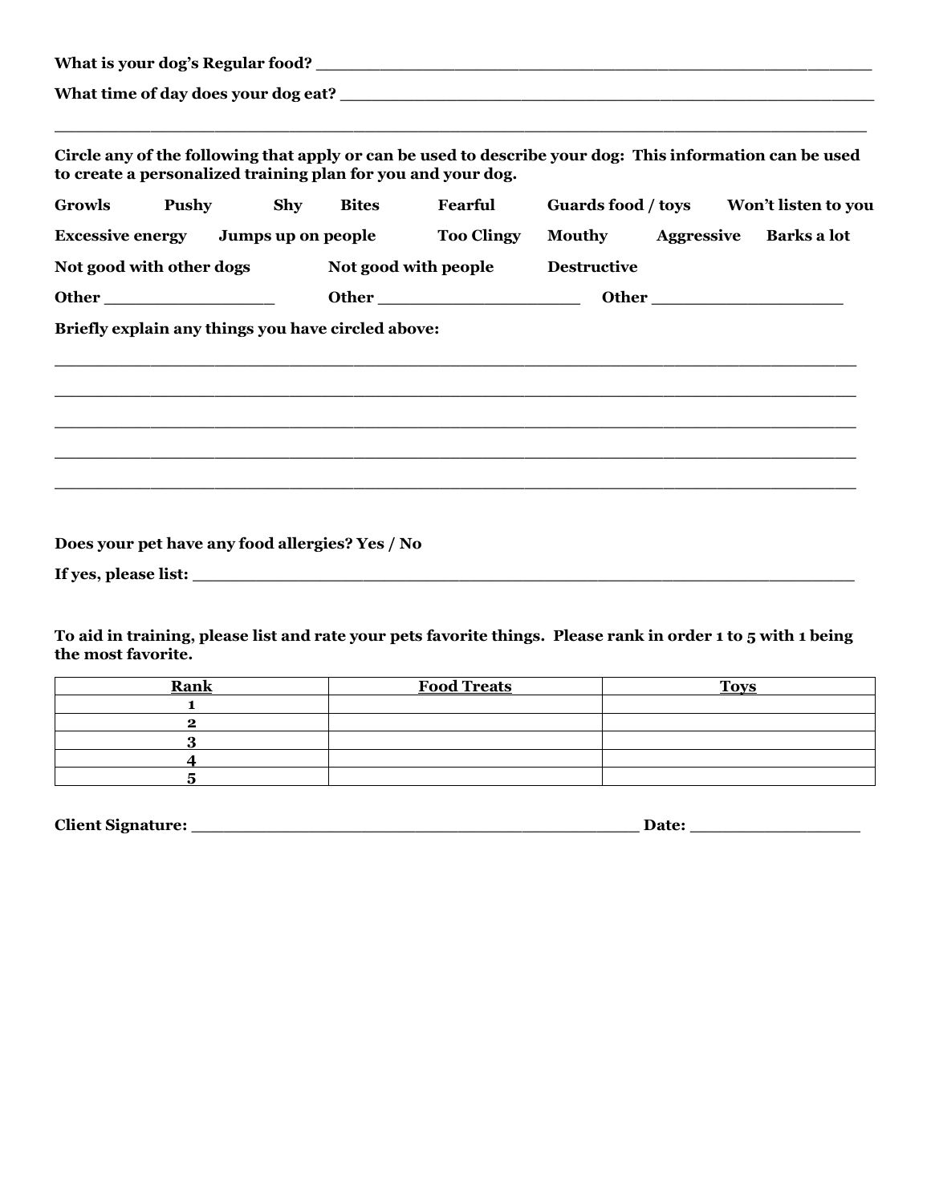**What is your dog's Regular food?** ___________________________________________________

**What time of day does your dog eat?** _______________________________________________

_________________________________________________________________________________

**Circle any of the following that apply or can be used to describe your dog: This information can be used to create a personalized training plan for you and your dog.**

**Growls** **Pushy** **Shy** **Bites** **Fearful** **Guards food / toys** **Won't listen to you**

**Excessive energy** **Jumps up on people** **Too Clingy** **Mouthy** **Aggressive** **Barks a lot**

**Not good with other dogs** **Not good with people** **Destructive**

**Other** _________________ **Other** ____________________ **Other** ___________________

**Briefly explain any things you have circled above:**

_________________________________________________________________________________

_________________________________________________________________________________

_________________________________________________________________________________

_________________________________________________________________________________

_________________________________________________________________________________

**Does your pet have any food allergies? Yes / No**

**If yes, please list:** _________________________________________________________________

**To aid in training, please list and rate your pets favorite things. Please rank in order 1 to 5 with 1 being the most favorite.**

| Rank | Food Treats | Toys |
| --- | --- | --- |
| 1 | | |
| 2 | | |
| 3 | | |
| 4 | | |
| 5 | | |

**Client Signature:** ____________________________________________ **Date:** ________________